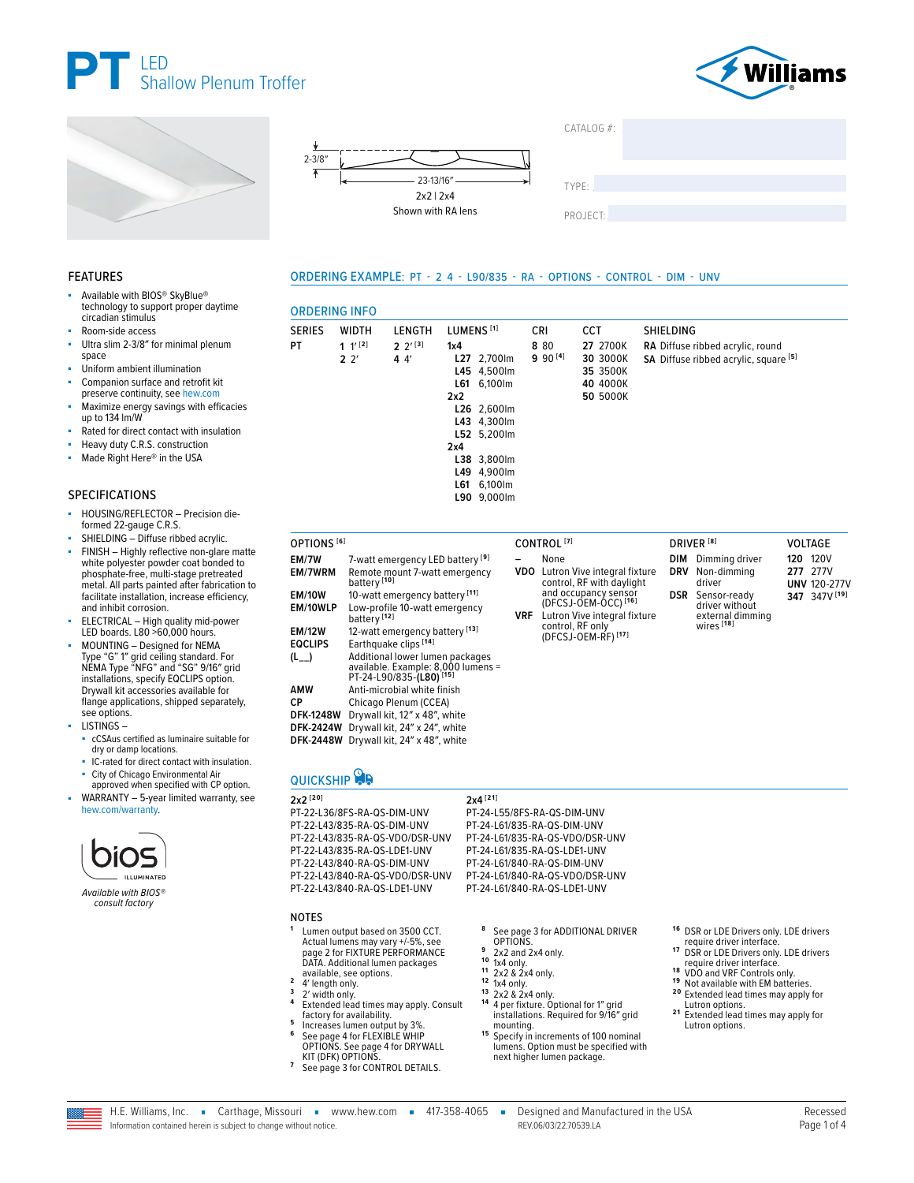# PT LED Shallow Plenum Troffer

2-3/8"

23-13/16"

2x2 | 2x4

Shown with RA lens

CATALOG #:

TYPE:

PROJECT:

## FEATURES

- Available with BIOS® SkyBlue® technology to support proper daytime circadian stimulus
- Room-side access
- Ultra slim 2-3/8" for minimal plenum space
- Uniform ambient illumination
- Companion surface and retrofit kit preserve continuity, see hew.com
- Maximize energy savings with efficacies up to 134 lm/W
- Rated for direct contact with insulation
- Heavy duty C.R.S. construction
- Made Right Here® in the USA

## SPECIFICATIONS

- HOUSING/REFLECTOR – Precision die-formed 22-gauge C.R.S.
- SHIELDING – Diffuse ribbed acrylic.
- FINISH – Highly reflective non-glare matte white polyester powder coat bonded to phosphate-free, multi-stage pretreated metal. All parts painted after fabrication to facilitate installation, increase efficiency, and inhibit corrosion.
- ELECTRICAL – High quality mid-power LED boards. L80 >60,000 hours.
- MOUNTING – Designed for NEMA Type "G" 1" grid ceiling standard. For NEMA Type "NFG" and "SG" 9/16" grid installations, specify EQCLIPS option. Drywall kit accessories available for flange applications, shipped separately, see options.
- LISTINGS –
  - cCSAus certified as luminaire suitable for dry or damp locations.
  - IC-rated for direct contact with insulation.
  - City of Chicago Environmental Air approved when specified with CP option.
- WARRANTY – 5-year limited warranty, see hew.com/warranty.

bios ILLUMINATED

*Available with BIOS® consult factory*

## ORDERING EXAMPLE: PT - 2 4 - L90/835 - RA - OPTIONS - CONTROL - DIM - UNV

## ORDERING INFO

| SERIES | WIDTH | LENGTH | LUMENS [1] | CRI | CCT | SHIELDING |
|---|---|---|---|---|---|---|
| **PT** | **1** 1' [2] | **2** 2' [3] | **1x4** | **8** 80 | **27** 2700K | **RA** Diffuse ribbed acrylic, round |
| | **2** 2' | **4** 4' | **L27** 2,700lm | **9** 90 [4] | **30** 3000K | **SA** Diffuse ribbed acrylic, square [5] |
| | | | **L45** 4,500lm | | **35** 3500K | |
| | | | **L61** 6,100lm | | **40** 4000K | |
| | | | **2x2** | | **50** 5000K | |
| | | | **L26** 2,600lm | | | |
| | | | **L43** 4,300lm | | | |
| | | | **L52** 5,200lm | | | |
| | | | **2x4** | | | |
| | | | **L38** 3,800lm | | | |
| | | | **L49** 4,900lm | | | |
| | | | **L61** 6,100lm | | | |
| | | | **L90** 9,000lm | | | |

### OPTIONS [6]

| Code | Description |
|---|---|
| **EM/7W** | 7-watt emergency LED battery [9] |
| **EM/7WRM** | Remote mount 7-watt emergency battery [10] |
| **EM/10W** | 10-watt emergency battery [11] |
| **EM/10WLP** | Low-profile 10-watt emergency battery [12] |
| **EM/12W** | 12-watt emergency battery [13] |
| **EQCLIPS** | Earthquake clips [14] |
| **(L__)** | Additional lower lumen packages available. Example: 8,000 lumens = PT-24-L90/835-**(L80)** [15] |
| **AMW** | Anti-microbial white finish |
| **CP** | Chicago Plenum (CCEA) |
| **DFK-1248W** | Drywall kit, 12" x 48", white |
| **DFK-2424W** | Drywall kit, 24" x 24", white |
| **DFK-2448W** | Drywall kit, 24" x 48", white |

### CONTROL [7]

| Code | Description |
|---|---|
| – | None |
| **VDO** | Lutron Vive integral fixture control, RF with daylight and occupancy sensor (DFCSJ-OEM-OCC) [16] |
| **VRF** | Lutron Vive integral fixture control, RF only (DFCSJ-OEM-RF) [17] |

### DRIVER [8]

| Code | Description |
|---|---|
| **DIM** | Dimming driver |
| **DRV** | Non-dimming driver |
| **DSR** | Sensor-ready driver without external dimming wires [18] |

### VOLTAGE

| Code | Description |
|---|---|
| **120** | 120V |
| **277** | 277V |
| **UNV** | 120-277V |
| **347** | 347V [19] |

## QUICKSHIP

| 2x2 [20] | 2x4 [21] |
|---|---|
| PT-22-L36/8FS-RA-QS-DIM-UNV | PT-24-L55/8FS-RA-QS-DIM-UNV |
| PT-22-L43/835-RA-QS-DIM-UNV | PT-24-L61/835-RA-QS-DIM-UNV |
| PT-22-L43/835-RA-QS-VDO/DSR-UNV | PT-24-L61/835-RA-QS-VDO/DSR-UNV |
| PT-22-L43/835-RA-QS-LDE1-UNV | PT-24-L61/835-RA-QS-LDE1-UNV |
| PT-22-L43/840-RA-QS-DIM-UNV | PT-24-L61/840-RA-QS-DIM-UNV |
| PT-22-L43/840-RA-QS-VDO/DSR-UNV | PT-24-L61/840-RA-QS-VDO/DSR-UNV |
| PT-22-L43/840-RA-QS-LDE1-UNV | PT-24-L61/840-RA-QS-LDE1-UNV |

## NOTES

1. Lumen output based on 3500 CCT. Actual lumens may vary +/-5%, see page 2 for FIXTURE PERFORMANCE DATA. Additional lumen packages available, see options.
2. 4' length only.
3. 2' width only.
4. Extended lead times may apply. Consult factory for availability.
5. Increases lumen output by 3%.
6. See page 4 for FLEXIBLE WHIP OPTIONS. See page 4 for DRYWALL KIT (DFK) OPTIONS.
7. See page 3 for CONTROL DETAILS.
8. See page 3 for ADDITIONAL DRIVER OPTIONS.
9. 2x2 and 2x4 only.
10. 1x4 only.
11. 2x2 & 2x4 only.
12. 1x4 only.
13. 2x2 & 2x4 only.
14. 4 per fixture. Optional for 1" grid installations. Required for 9/16" grid mounting.
15. Specify in increments of 100 nominal lumens. Option must be specified with next higher lumen package.
16. DSR or LDE Drivers only. LDE drivers require driver interface.
17. DSR or LDE Drivers only. LDE drivers require driver interface.
18. VDO and VRF Controls only.
19. Not available with EM batteries.
20. Extended lead times may apply for Lutron options.
21. Extended lead times may apply for Lutron options.

H.E. Williams, Inc. ▪ Carthage, Missouri ▪ www.hew.com ▪ 417-358-4065 ▪ Designed and Manufactured in the USA

Information contained herein is subject to change without notice. REV.06/03/22.70539.LA

Recessed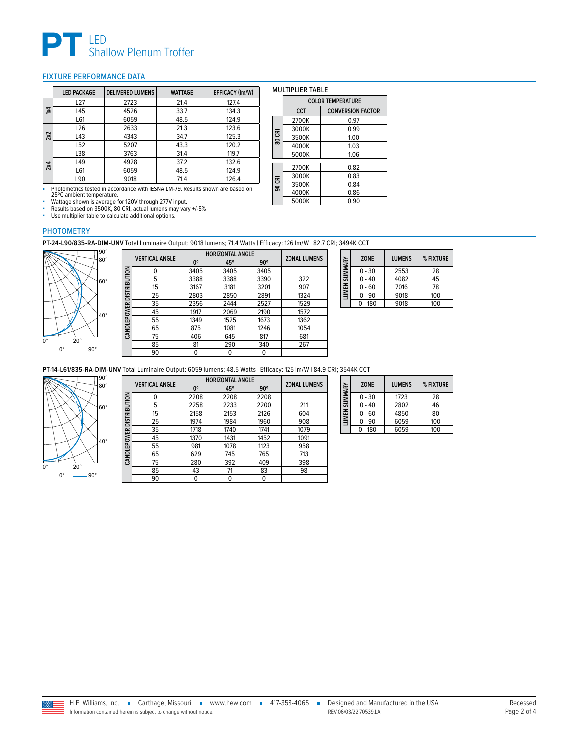# PT LED Shallow Plenum Troffer

## FIXTURE PERFORMANCE DATA

| | LED PACKAGE | DELIVERED LUMENS | WATTAGE | EFFICACY (lm/W) |
|---|---|---|---|---|
| 1x4 | L27 | 2723 | 21.4 | 127.4 |
| | L45 | 4526 | 33.7 | 134.3 |
| | L61 | 6059 | 48.5 | 124.9 |
| 2x2 | L26 | 2633 | 21.3 | 123.6 |
| | L43 | 4343 | 34.7 | 125.3 |
| | L52 | 5207 | 43.3 | 120.2 |
| 2x4 | L38 | 3763 | 31.4 | 119.7 |
| | L49 | 4928 | 37.2 | 132.6 |
| | L61 | 6059 | 48.5 | 124.9 |
| | L90 | 9018 | 71.4 | 126.4 |

- Photometrics tested in accordance with IESNA LM-79. Results shown are based on 25ºC ambient temperature.
- Wattage shown is average for 120V through 277V input.
- Results based on 3500K, 80 CRI, actual lumens may vary +/-5%
- Use multiplier table to calculate additional options.

MULTIPLIER TABLE

| | COLOR TEMPERATURE | |
|---|---|---|
| | CCT | CONVERSION FACTOR |
| 80 CRI | 2700K | 0.97 |
| | 3000K | 0.99 |
| | 3500K | 1.00 |
| | 4000K | 1.03 |
| | 5000K | 1.06 |
| 90 CRI | 2700K | 0.82 |
| | 3000K | 0.83 |
| | 3500K | 0.84 |
| | 4000K | 0.86 |
| | 5000K | 0.90 |

## PHOTOMETRY

**PT-24-L90/835-RA-DIM-UNV** Total Luminaire Output: 9018 lumens; 71.4 Watts | Efficacy: 126 lm/W | 82.7 CRI; 3494K CCT

CANDLEPOWER DISTRIBUTION

| VERTICAL ANGLE | HORIZONTAL ANGLE | | | ZONAL LUMENS |
|---|---|---|---|---|
| | 0º | 45º | 90º | |
| 0 | 3405 | 3405 | 3405 | |
| 5 | 3388 | 3388 | 3390 | 322 |
| 15 | 3167 | 3181 | 3201 | 907 |
| 25 | 2803 | 2850 | 2891 | 1324 |
| 35 | 2356 | 2444 | 2527 | 1529 |
| 45 | 1917 | 2069 | 2190 | 1572 |
| 55 | 1349 | 1525 | 1673 | 1362 |
| 65 | 875 | 1081 | 1246 | 1054 |
| 75 | 406 | 645 | 817 | 681 |
| 85 | 81 | 290 | 340 | 267 |
| 90 | 0 | 0 | 0 | |

LUMEN SUMMARY

| ZONE | LUMENS | % FIXTURE |
|---|---|---|
| 0 - 30 | 2553 | 28 |
| 0 - 40 | 4082 | 45 |
| 0 - 60 | 7016 | 78 |
| 0 - 90 | 9018 | 100 |
| 0 - 180 | 9018 | 100 |

**PT-14-L61/835-RA-DIM-UNV** Total Luminaire Output: 6059 lumens; 48.5 Watts | Efficacy: 125 lm/W | 84.9 CRI; 3544K CCT

CANDLEPOWER DISTRIBUTION

| VERTICAL ANGLE | HORIZONTAL ANGLE | | | ZONAL LUMENS |
|---|---|---|---|---|
| | 0º | 45º | 90º | |
| 0 | 2208 | 2208 | 2208 | |
| 5 | 2258 | 2233 | 2200 | 211 |
| 15 | 2158 | 2153 | 2126 | 604 |
| 25 | 1974 | 1984 | 1960 | 908 |
| 35 | 1718 | 1740 | 1741 | 1079 |
| 45 | 1370 | 1431 | 1452 | 1091 |
| 55 | 981 | 1078 | 1123 | 958 |
| 65 | 629 | 745 | 765 | 713 |
| 75 | 280 | 392 | 409 | 398 |
| 85 | 43 | 71 | 83 | 98 |
| 90 | 0 | 0 | 0 | |

LUMEN SUMMARY

| ZONE | LUMENS | % FIXTURE |
|---|---|---|
| 0 - 30 | 1723 | 28 |
| 0 - 40 | 2802 | 46 |
| 0 - 60 | 4850 | 80 |
| 0 - 90 | 6059 | 100 |
| 0 - 180 | 6059 | 100 |

H.E. Williams, Inc. ▪ Carthage, Missouri ▪ www.hew.com ▪ 417-358-4065 ▪ Designed and Manufactured in the USA

Information contained herein is subject to change without notice. REV.06/03/22.70539.LA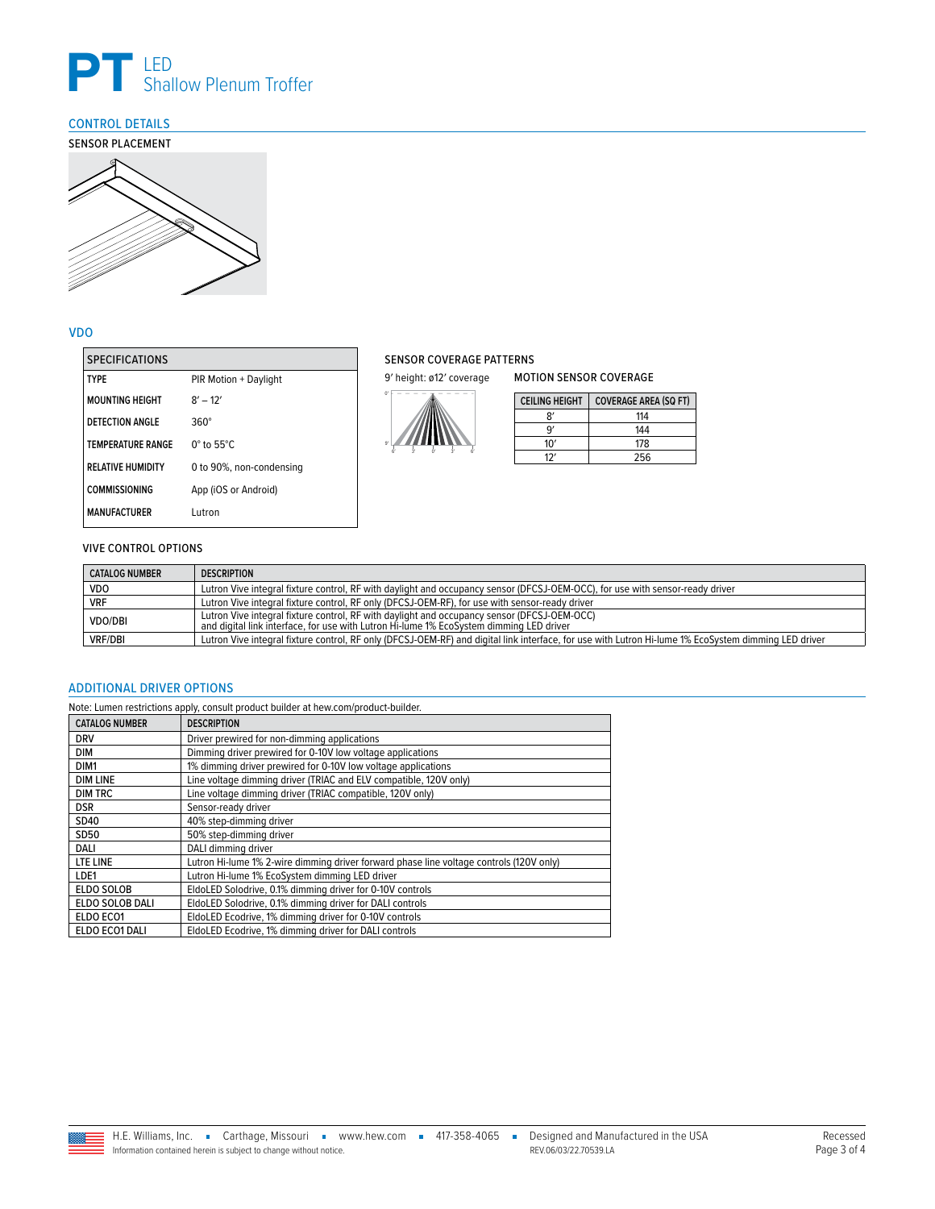# PT LED Shallow Plenum Troffer

## CONTROL DETAILS

### SENSOR PLACEMENT

## VDO

| SPECIFICATIONS | |
|---|---|
| TYPE | PIR Motion + Daylight |
| MOUNTING HEIGHT | 8′ – 12′ |
| DETECTION ANGLE | 360° |
| TEMPERATURE RANGE | 0° to 55°C |
| RELATIVE HUMIDITY | 0 to 90%, non-condensing |
| COMMISSIONING | App (iOS or Android) |
| MANUFACTURER | Lutron |

### SENSOR COVERAGE PATTERNS

9′ height: ø12′ coverage

### MOTION SENSOR COVERAGE

| CEILING HEIGHT | COVERAGE AREA (SQ FT) |
|---|---|
| 8′ | 114 |
| 9′ | 144 |
| 10′ | 178 |
| 12′ | 256 |

### VIVE CONTROL OPTIONS

| CATALOG NUMBER | DESCRIPTION |
|---|---|
| VDO | Lutron Vive integral fixture control, RF with daylight and occupancy sensor (DFCSJ-OEM-OCC), for use with sensor-ready driver |
| VRF | Lutron Vive integral fixture control, RF only (DFCSJ-OEM-RF), for use with sensor-ready driver |
| VDO/DBI | Lutron Vive integral fixture control, RF with daylight and occupancy sensor (DFCSJ-OEM-OCC) and digital link interface, for use with Lutron Hi-lume 1% EcoSystem dimming LED driver |
| VRF/DBI | Lutron Vive integral fixture control, RF only (DFCSJ-OEM-RF) and digital link interface, for use with Lutron Hi-lume 1% EcoSystem dimming LED driver |

## ADDITIONAL DRIVER OPTIONS

Note: Lumen restrictions apply, consult product builder at hew.com/product-builder.

| CATALOG NUMBER | DESCRIPTION |
|---|---|
| DRV | Driver prewired for non-dimming applications |
| DIM | Dimming driver prewired for 0-10V low voltage applications |
| DIM1 | 1% dimming driver prewired for 0-10V low voltage applications |
| DIM LINE | Line voltage dimming driver (TRIAC and ELV compatible, 120V only) |
| DIM TRC | Line voltage dimming driver (TRIAC compatible, 120V only) |
| DSR | Sensor-ready driver |
| SD40 | 40% step-dimming driver |
| SD50 | 50% step-dimming driver |
| DALI | DALI dimming driver |
| LTE LINE | Lutron Hi-lume 1% 2-wire dimming driver forward phase line voltage controls (120V only) |
| LDE1 | Lutron Hi-lume 1% EcoSystem dimming LED driver |
| ELDO SOLOB | EldoLED Solodrive, 0.1% dimming driver for 0-10V controls |
| ELDO SOLOB DALI | EldoLED Solodrive, 0.1% dimming driver for DALI controls |
| ELDO ECO1 | EldoLED Ecodrive, 1% dimming driver for 0-10V controls |
| ELDO ECO1 DALI | EldoLED Ecodrive, 1% dimming driver for DALI controls |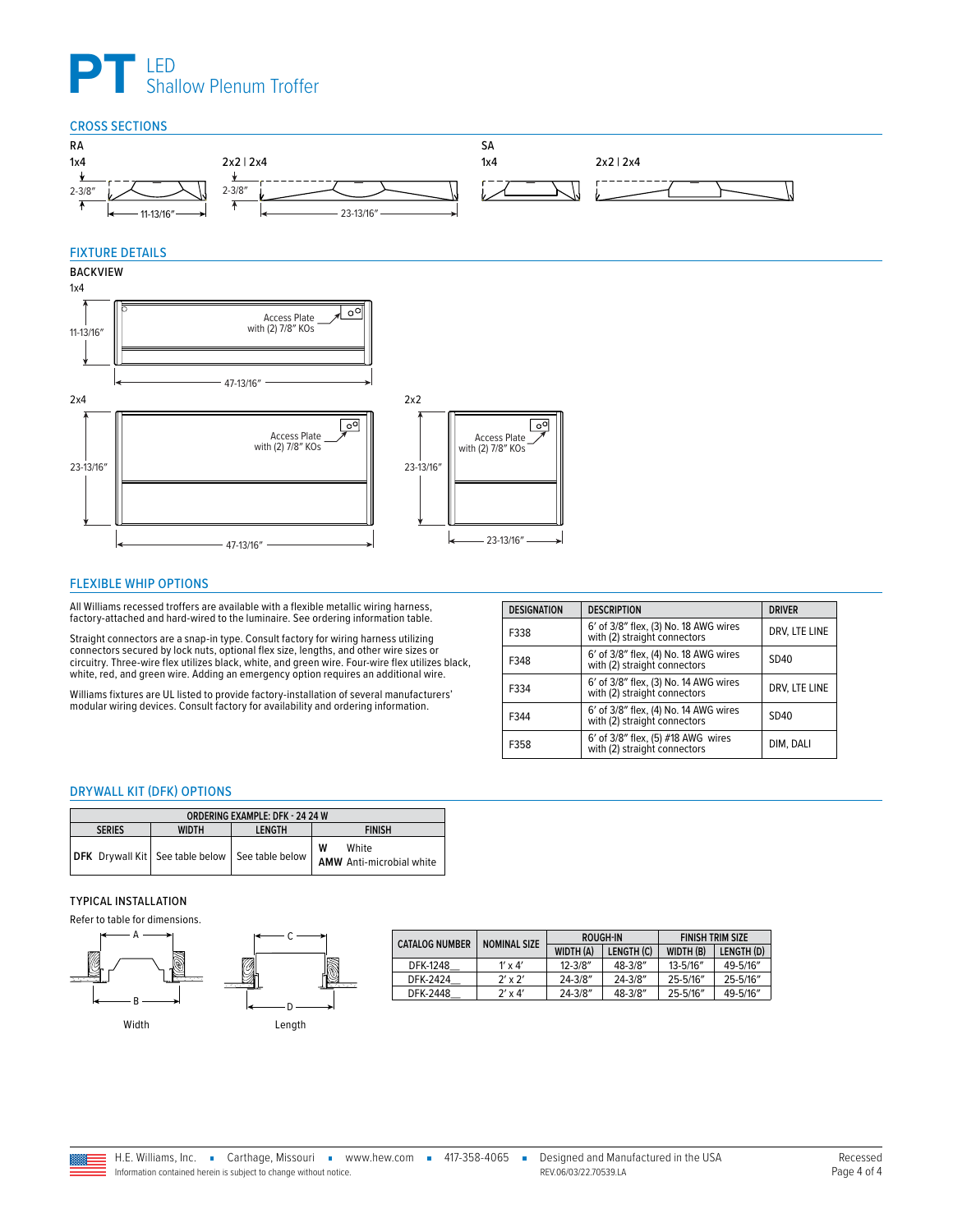# PT LED Shallow Plenum Troffer

## CROSS SECTIONS

RA

1x4

2-3/8″

11-13/16″

2x2 | 2x4

2-3/8″

23-13/16″

SA

1x4

2x2 | 2x4

## FIXTURE DETAILS

BACKVIEW

1x4

11-13/16″

Access Plate with (2) 7/8″ KOs

47-13/16″

2x4

23-13/16″

Access Plate with (2) 7/8″ KOs

47-13/16″

2x2

23-13/16″

Access Plate with (2) 7/8″ KOs

23-13/16″

## FLEXIBLE WHIP OPTIONS

All Williams recessed troffers are available with a flexible metallic wiring harness, factory-attached and hard-wired to the luminaire. See ordering information table.

Straight connectors are a snap-in type. Consult factory for wiring harness utilizing connectors secured by lock nuts, optional flex size, lengths, and other wire sizes or circuitry. Three-wire flex utilizes black, white, and green wire. Four-wire flex utilizes black, white, red, and green wire. Adding an emergency option requires an additional wire.

Williams fixtures are UL listed to provide factory-installation of several manufacturers' modular wiring devices. Consult factory for availability and ordering information.

| DESIGNATION | DESCRIPTION | DRIVER |
|---|---|---|
| F338 | 6′ of 3/8″ flex, (3) No. 18 AWG wires with (2) straight connectors | DRV, LTE LINE |
| F348 | 6′ of 3/8″ flex, (4) No. 18 AWG wires with (2) straight connectors | SD40 |
| F334 | 6′ of 3/8″ flex, (3) No. 14 AWG wires with (2) straight connectors | DRV, LTE LINE |
| F344 | 6′ of 3/8″ flex, (4) No. 14 AWG wires with (2) straight connectors | SD40 |
| F358 | 6′ of 3/8″ flex, (5) #18 AWG wires with (2) straight connectors | DIM, DALI |

## DRYWALL KIT (DFK) OPTIONS

| ORDERING EXAMPLE: DFK - 24 24 W | | | |
|---|---|---|---|
| SERIES | WIDTH | LENGTH | FINISH |
| **DFK** Drywall Kit | See table below | See table below | **W** White<br>**AMW** Anti-microbial white |

### TYPICAL INSTALLATION

Refer to table for dimensions.

A

B

Width

C

D

Length

| CATALOG NUMBER | NOMINAL SIZE | ROUGH-IN | | FINISH TRIM SIZE | |
|---|---|---|---|---|---|
| | | WIDTH (A) | LENGTH (C) | WIDTH (B) | LENGTH (D) |
| DFK-1248__ | 1′ x 4′ | 12-3/8″ | 48-3/8″ | 13-5/16″ | 49-5/16″ |
| DFK-2424__ | 2′ x 2′ | 24-3/8″ | 24-3/8″ | 25-5/16″ | 25-5/16″ |
| DFK-2448__ | 2′ x 4′ | 24-3/8″ | 48-3/8″ | 25-5/16″ | 49-5/16″ |

H.E. Williams, Inc. ▪ Carthage, Missouri ▪ www.hew.com ▪ 417-358-4065 ▪ Designed and Manufactured in the USA

Information contained herein is subject to change without notice. REV.06/03/22.70539.LA

Recessed